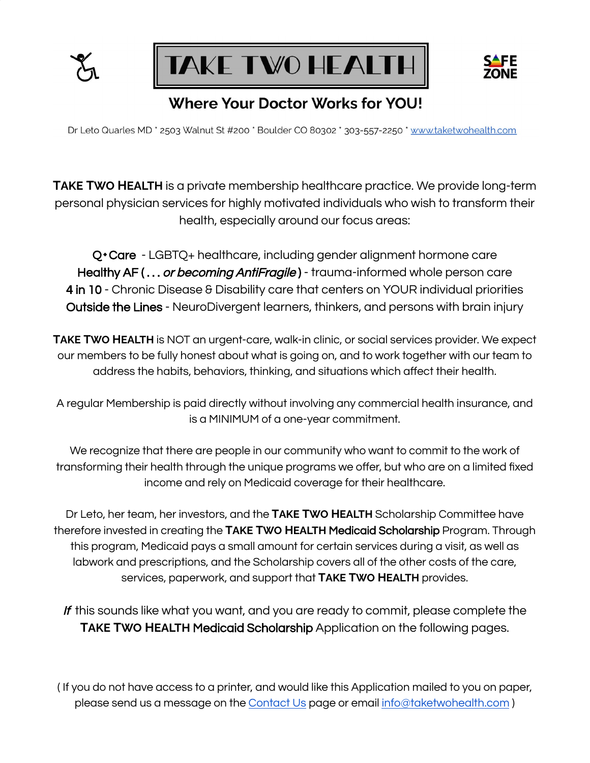# TAKE TWO HEALTH

## Where Your Doctor Works for YOU!

Dr Leto Quarles MD * 2503 Walnut St #200 * Boulder CO 80302 * 303-557-2250 * www.taketwohealth.com

**TAKE TWO HEALTH** is a private membership healthcare practice. We provide long-term personal physician services for highly motivated individuals who wish to transform their health, especially around our focus areas:

**Q+Care** - LGBTQ+ healthcare, including gender alignment hormone care
**Healthy AF ( . . . *or becoming AntiFragile* )** - trauma-informed whole person care
**4 in 10** - Chronic Disease & Disability care that centers on YOUR individual priorities
**Outside the Lines** - NeuroDivergent learners, thinkers, and persons with brain injury

**TAKE TWO HEALTH** is NOT an urgent-care, walk-in clinic, or social services provider. We expect our members to be fully honest about what is going on, and to work together with our team to address the habits, behaviors, thinking, and situations which affect their health.

A regular Membership is paid directly without involving any commercial health insurance, and is a MINIMUM of a one-year commitment.

We recognize that there are people in our community who want to commit to the work of transforming their health through the unique programs we offer, but who are on a limited fixed income and rely on Medicaid coverage for their healthcare.

Dr Leto, her team, her investors, and the **TAKE TWO HEALTH** Scholarship Committee have therefore invested in creating the **TAKE TWO HEALTH Medicaid Scholarship** Program. Through this program, Medicaid pays a small amount for certain services during a visit, as well as labwork and prescriptions, and the Scholarship covers all of the other costs of the care, services, paperwork, and support that **TAKE TWO HEALTH** provides.

***If*** this sounds like what you want, and you are ready to commit, please complete the **TAKE TWO HEALTH Medicaid Scholarship** Application on the following pages.

( If you do not have access to a printer, and would like this Application mailed to you on paper, please send us a message on the Contact Us page or email info@taketwohealth.com )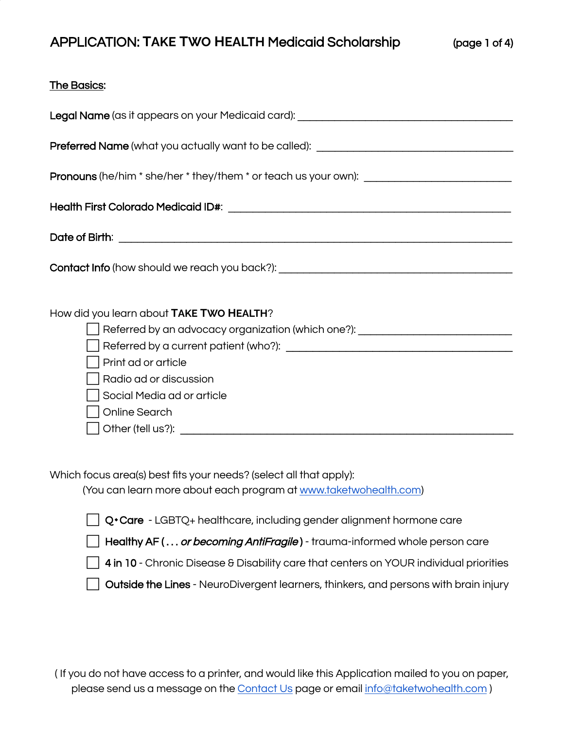# APPLICATION: TAKE TWO HEALTH Medicaid Scholarship

## The Basics:

**Legal Name** (as it appears on your Medicaid card): ____________________

**Preferred Name** (what you actually want to be called): ____________________

**Pronouns** (he/him * she/her * they/them * or teach us your own): ____________________

**Health First Colorado Medicaid ID#**: ____________________

**Date of Birth**: ____________________

**Contact Info** (how should we reach you back?): ____________________

How did you learn about **TAKE TWO HEALTH**?

- ☐ Referred by an advocacy organization (which one?): ____________________
- ☐ Referred by a current patient (who?): ____________________
- ☐ Print ad or article
- ☐ Radio ad or discussion
- ☐ Social Media ad or article
- ☐ Online Search
- ☐ Other (tell us?): ____________________

Which focus area(s) best fits your needs? (select all that apply):

(You can learn more about each program at www.taketwohealth.com)

- ☐ **Q•Care** - LGBTQ+ healthcare, including gender alignment hormone care
- ☐ **Healthy AF ( . . .** ***or becoming AntiFragile*** **)** - trauma-informed whole person care
- ☐ **4 in 10** - Chronic Disease & Disability care that centers on YOUR individual priorities
- ☐ **Outside the Lines** - NeuroDivergent learners, thinkers, and persons with brain injury

( If you do not have access to a printer, and would like this Application mailed to you on paper, please send us a message on the Contact Us page or email info@taketwohealth.com )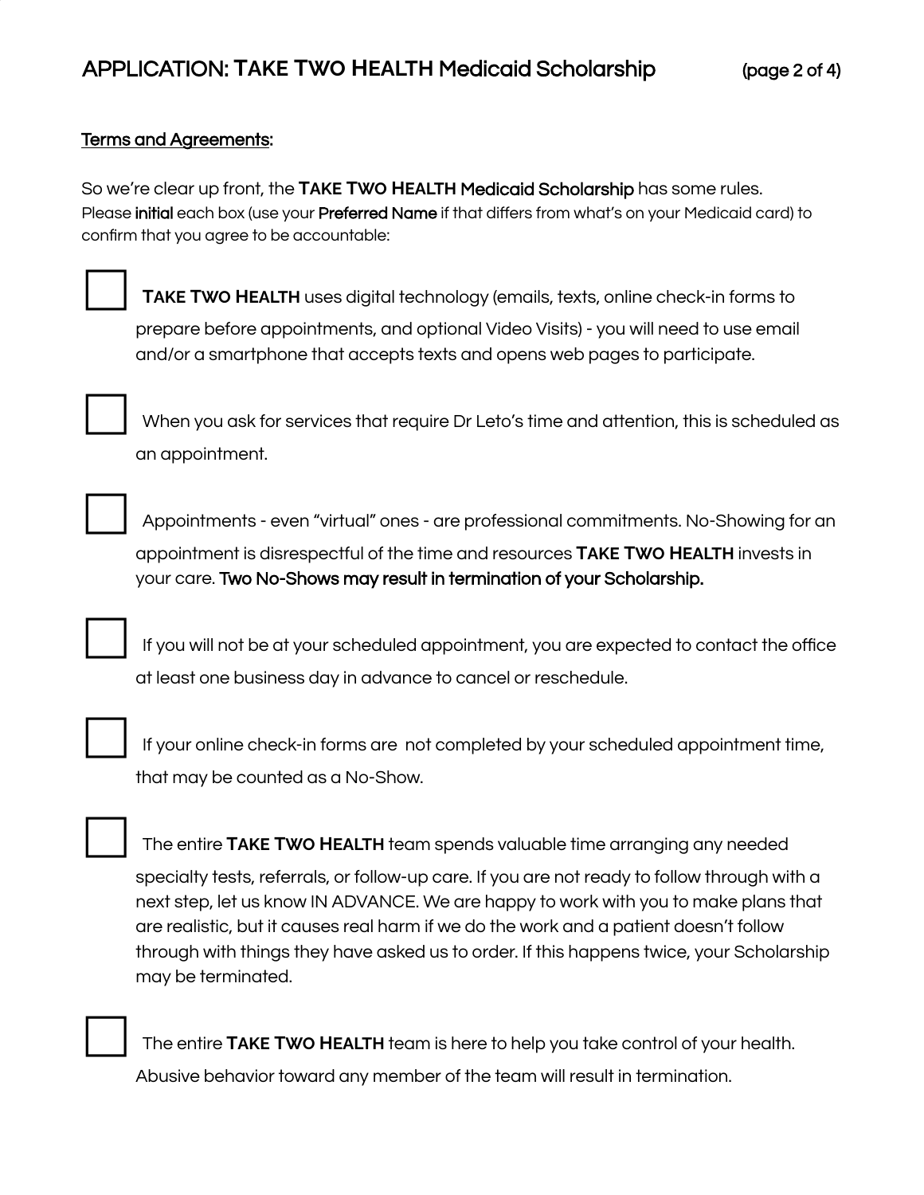# APPLICATION: TAKE TWO HEALTH Medicaid Scholarship

<u>Terms and Agreements:</u>

So we're clear up front, the **TAKE TWO HEALTH** Medicaid Scholarship has some rules.
Please initial each box (use your Preferred Name if that differs from what's on your Medicaid card) to confirm that you agree to be accountable:

- [ ] **TAKE TWO HEALTH** uses digital technology (emails, texts, online check-in forms to prepare before appointments, and optional Video Visits) - you will need to use email and/or a smartphone that accepts texts and opens web pages to participate.

- [ ] When you ask for services that require Dr Leto's time and attention, this is scheduled as an appointment.

- [ ] Appointments - even "virtual" ones - are professional commitments. No-Showing for an appointment is disrespectful of the time and resources **TAKE TWO HEALTH** invests in your care. Two No-Shows may result in termination of your Scholarship.

- [ ] If you will not be at your scheduled appointment, you are expected to contact the office at least one business day in advance to cancel or reschedule.

- [ ] If your online check-in forms are not completed by your scheduled appointment time, that may be counted as a No-Show.

- [ ] The entire **TAKE TWO HEALTH** team spends valuable time arranging any needed specialty tests, referrals, or follow-up care. If you are not ready to follow through with a next step, let us know IN ADVANCE. We are happy to work with you to make plans that are realistic, but it causes real harm if we do the work and a patient doesn't follow through with things they have asked us to order. If this happens twice, your Scholarship may be terminated.

- [ ] The entire **TAKE TWO HEALTH** team is here to help you take control of your health. Abusive behavior toward any member of the team will result in termination.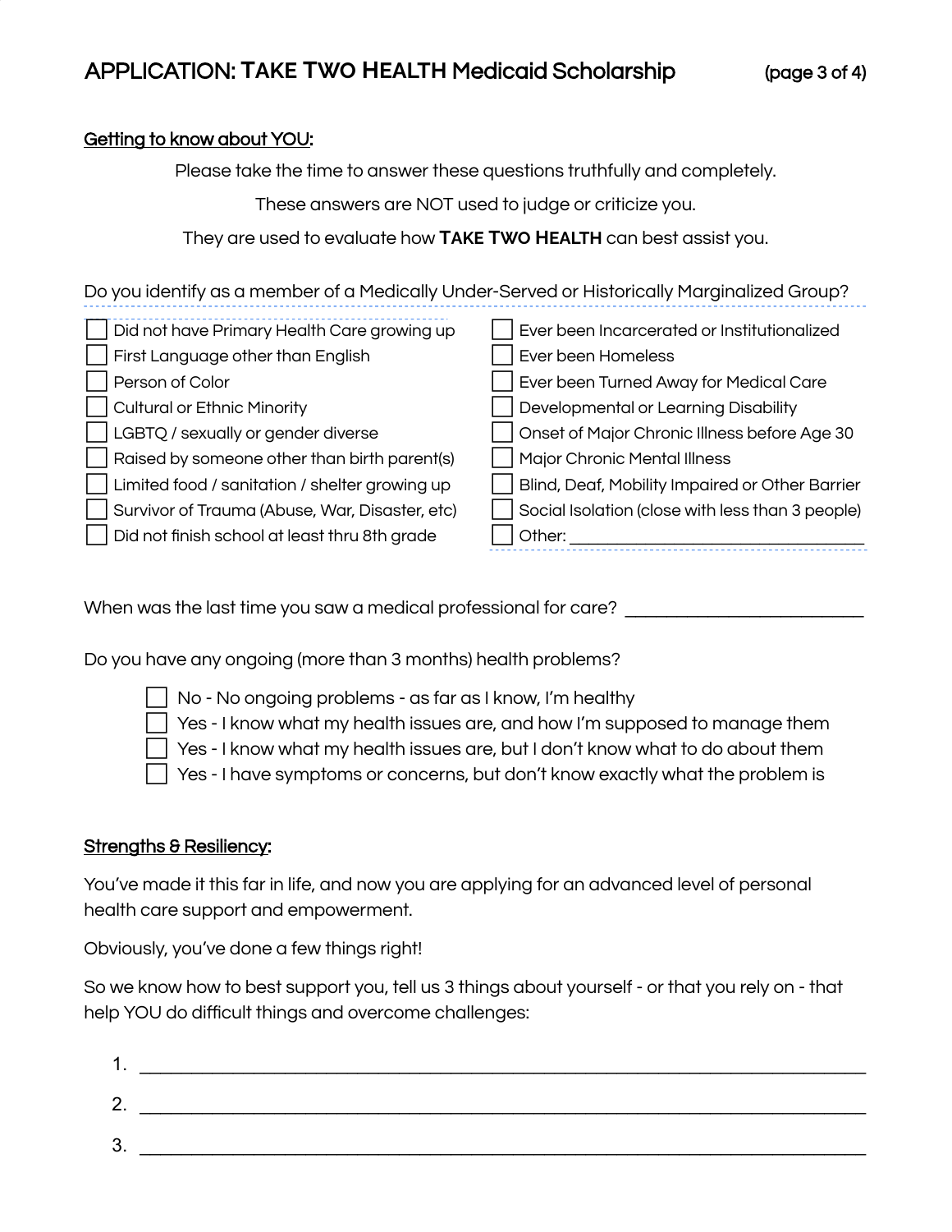# APPLICATION: TAKE TWO HEALTH Medicaid Scholarship

(page 3 of 4)

## Getting to know about YOU:

Please take the time to answer these questions truthfully and completely.

These answers are NOT used to judge or criticize you.

They are used to evaluate how **TAKE TWO HEALTH** can best assist you.

Do you identify as a member of a Medically Under-Served or Historically Marginalized Group?

- ☐ Did not have Primary Health Care growing up
- ☐ First Language other than English
- ☐ Person of Color
- ☐ Cultural or Ethnic Minority
- ☐ LGBTQ / sexually or gender diverse
- ☐ Raised by someone other than birth parent(s)
- ☐ Limited food / sanitation / shelter growing up
- ☐ Survivor of Trauma (Abuse, War, Disaster, etc)
- ☐ Did not finish school at least thru 8th grade
- ☐ Ever been Incarcerated or Institutionalized
- ☐ Ever been Homeless
- ☐ Ever been Turned Away for Medical Care
- ☐ Developmental or Learning Disability
- ☐ Onset of Major Chronic Illness before Age 30
- ☐ Major Chronic Mental Illness
- ☐ Blind, Deaf, Mobility Impaired or Other Barrier
- ☐ Social Isolation (close with less than 3 people)
- ☐ Other: ______________________________

When was the last time you saw a medical professional for care? ________________________

Do you have any ongoing (more than 3 months) health problems?

- ☐ No - No ongoing problems - as far as I know, I'm healthy
- ☐ Yes - I know what my health issues are, and how I'm supposed to manage them
- ☐ Yes - I know what my health issues are, but I don't know what to do about them
- ☐ Yes - I have symptoms or concerns, but don't know exactly what the problem is

## Strengths & Resiliency:

You've made it this far in life, and now you are applying for an advanced level of personal health care support and empowerment.

Obviously, you've done a few things right!

So we know how to best support you, tell us 3 things about yourself - or that you rely on - that help YOU do difficult things and overcome challenges:

1. ______________________________________________________________________
2. ______________________________________________________________________
3. ______________________________________________________________________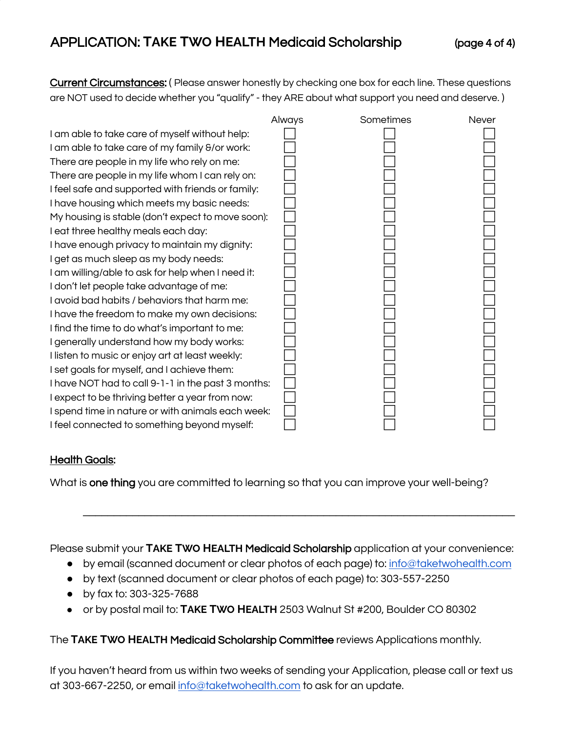# APPLICATION: TAKE TWO HEALTH Medicaid Scholarship

(page 4 of 4)

<u>Current Circumstances:</u> ( Please answer honestly by checking one box for each line. These questions are NOT used to decide whether you "qualify" - they ARE about what support you need and deserve. )

| | Always | Sometimes | Never |
|---|---|---|---|
| I am able to take care of myself without help: | ☐ | ☐ | ☐ |
| I am able to take care of my family &/or work: | ☐ | ☐ | ☐ |
| There are people in my life who rely on me: | ☐ | ☐ | ☐ |
| There are people in my life whom I can rely on: | ☐ | ☐ | ☐ |
| I feel safe and supported with friends or family: | ☐ | ☐ | ☐ |
| I have housing which meets my basic needs: | ☐ | ☐ | ☐ |
| My housing is stable (don't expect to move soon): | ☐ | ☐ | ☐ |
| I eat three healthy meals each day: | ☐ | ☐ | ☐ |
| I have enough privacy to maintain my dignity: | ☐ | ☐ | ☐ |
| I get as much sleep as my body needs: | ☐ | ☐ | ☐ |
| I am willing/able to ask for help when I need it: | ☐ | ☐ | ☐ |
| I don't let people take advantage of me: | ☐ | ☐ | ☐ |
| I avoid bad habits / behaviors that harm me: | ☐ | ☐ | ☐ |
| I have the freedom to make my own decisions: | ☐ | ☐ | ☐ |
| I find the time to do what's important to me: | ☐ | ☐ | ☐ |
| I generally understand how my body works: | ☐ | ☐ | ☐ |
| I listen to music or enjoy art at least weekly: | ☐ | ☐ | ☐ |
| I set goals for myself, and I achieve them: | ☐ | ☐ | ☐ |
| I have NOT had to call 9-1-1 in the past 3 months: | ☐ | ☐ | ☐ |
| I expect to be thriving better a year from now: | ☐ | ☐ | ☐ |
| I spend time in nature or with animals each week: | ☐ | ☐ | ☐ |
| I feel connected to something beyond myself: | ☐ | ☐ | ☐ |

<u>Health Goals:</u>

What is **one thing** you are committed to learning so that you can improve your well-being?

________________________________________________________________________

Please submit your **TAKE TWO HEALTH Medicaid Scholarship** application at your convenience:

- by email (scanned document or clear photos of each page) to: info@taketwohealth.com
- by text (scanned document or clear photos of each page) to: 303-557-2250
- by fax to: 303-325-7688
- or by postal mail to: **TAKE TWO HEALTH** 2503 Walnut St #200, Boulder CO 80302

The **TAKE TWO HEALTH Medicaid Scholarship Committee** reviews Applications monthly.

If you haven't heard from us within two weeks of sending your Application, please call or text us at 303-667-2250, or email info@taketwohealth.com to ask for an update.